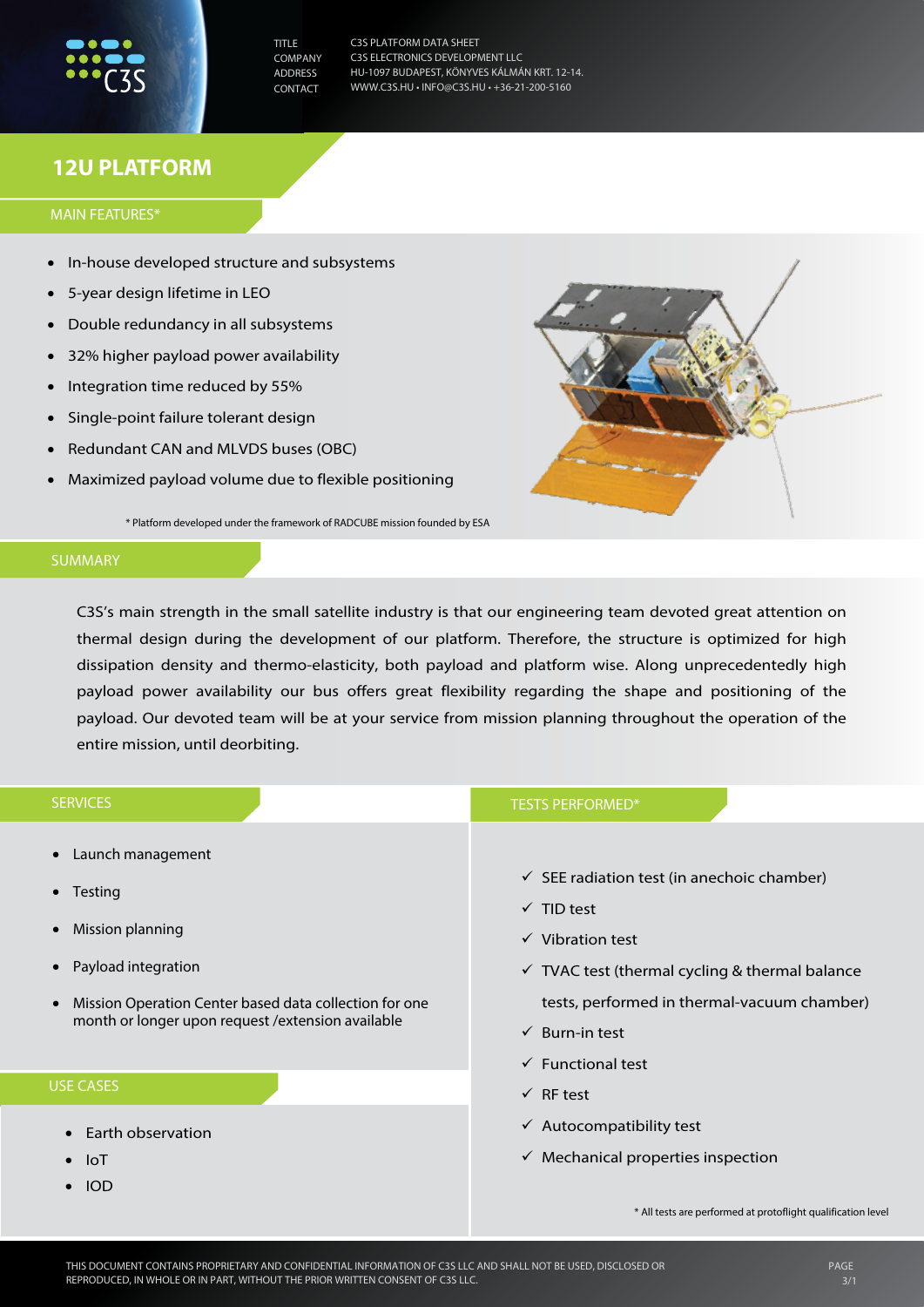| | |
|---|---|
| TITLE | C3S PLATFORM DATA SHEET |
| COMPANY | C3S ELECTRONICS DEVELOPMENT LLC |
| ADDRESS | HU-1097 BUDAPEST, KÖNYVES KÁLMÁN KRT. 12-14. |
| CONTACT | WWW.C3S.HU • INFO@C3S.HU • +36-21-200-5160 |

# 12U PLATFORM

## MAIN FEATURES*

- In-house developed structure and subsystems
- 5-year design lifetime in LEO
- Double redundancy in all subsystems
- 32% higher payload power availability
- Integration time reduced by 55%
- Single-point failure tolerant design
- Redundant CAN and MLVDS buses (OBC)
- Maximized payload volume due to flexible positioning

\* Platform developed under the framework of RADCUBE mission founded by ESA

## SUMMARY

C3S's main strength in the small satellite industry is that our engineering team devoted great attention on thermal design during the development of our platform. Therefore, the structure is optimized for high dissipation density and thermo-elasticity, both payload and platform wise. Along unprecedentedly high payload power availability our bus offers great flexibility regarding the shape and positioning of the payload. Our devoted team will be at your service from mission planning throughout the operation of the entire mission, until deorbiting.

## SERVICES

- Launch management
- Testing
- Mission planning
- Payload integration
- Mission Operation Center based data collection for one month or longer upon request /extension available

## USE CASES

- Earth observation
- IoT
- IOD

## TESTS PERFORMED*

- ✓ SEE radiation test (in anechoic chamber)
- ✓ TID test
- ✓ Vibration test
- ✓ TVAC test (thermal cycling & thermal balance tests, performed in thermal-vacuum chamber)
- ✓ Burn-in test
- ✓ Functional test
- ✓ RF test
- ✓ Autocompatibility test
- ✓ Mechanical properties inspection

\* All tests are performed at protoflight qualification level

THIS DOCUMENT CONTAINS PROPRIETARY AND CONFIDENTIAL INFORMATION OF C3S LLC AND SHALL NOT BE USED, DISCLOSED OR REPRODUCED, IN WHOLE OR IN PART, WITHOUT THE PRIOR WRITTEN CONSENT OF C3S LLC.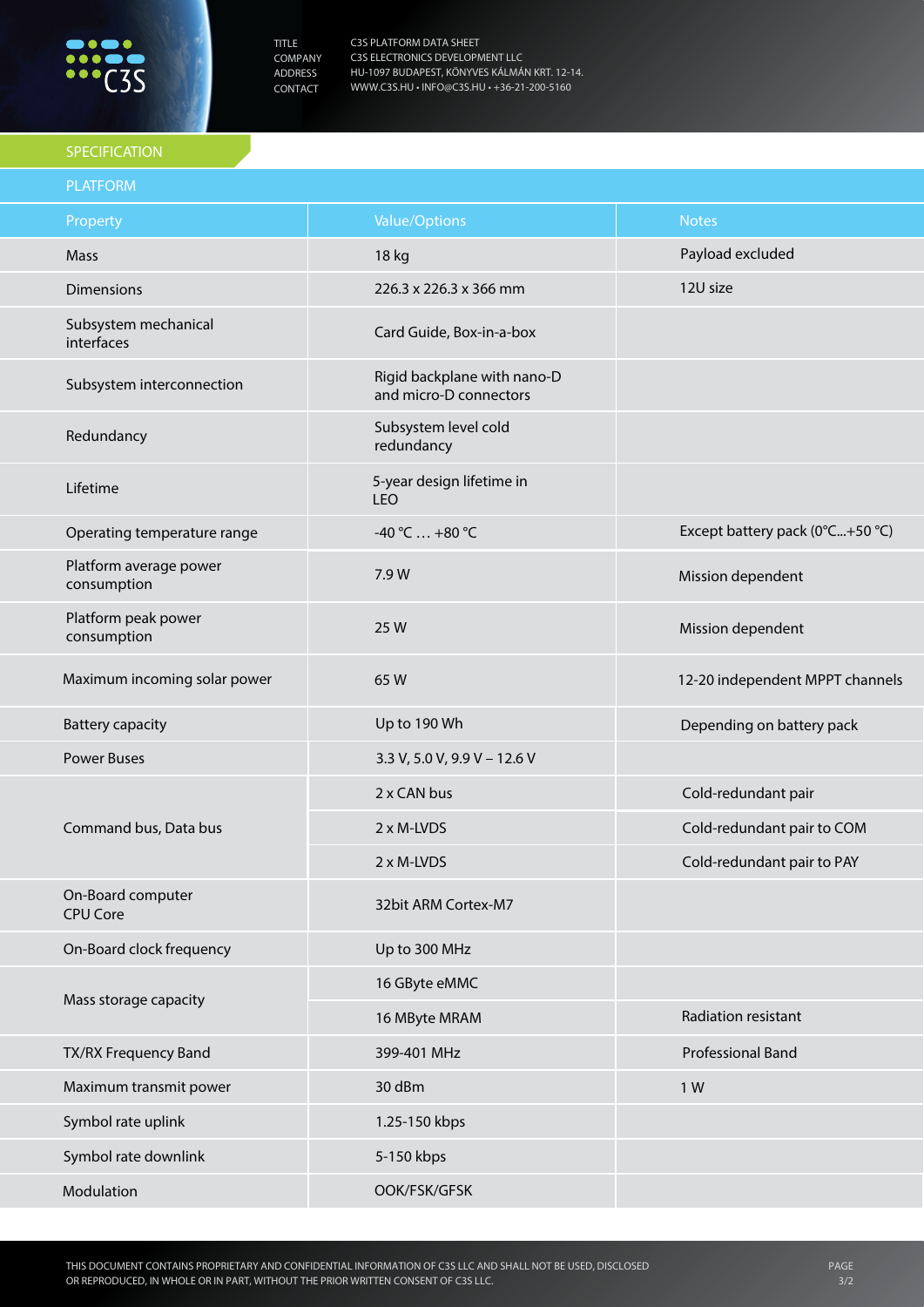| TITLE | C3S PLATFORM DATA SHEET |
| --- | --- |
| COMPANY | C3S ELECTRONICS DEVELOPMENT LLC |
| ADDRESS | HU-1097 BUDAPEST, KÖNYVES KÁLMÁN KRT. 12-14. |
| CONTACT | WWW.C3S.HU • INFO@C3S.HU • +36-21-200-5160 |

## SPECIFICATION

### PLATFORM

| Property | Value/Options | Notes |
| --- | --- | --- |
| Mass | 18 kg | Payload excluded |
| Dimensions | 226.3 x 226.3 x 366 mm | 12U size |
| Subsystem mechanical interfaces | Card Guide, Box-in-a-box | |
| Subsystem interconnection | Rigid backplane with nano-D and micro-D connectors | |
| Redundancy | Subsystem level cold redundancy | |
| Lifetime | 5-year design lifetime in LEO | |
| Operating temperature range | -40 °C … +80 °C | Except battery pack (0°C...+50 °C) |
| Platform average power consumption | 7.9 W | Mission dependent |
| Platform peak power consumption | 25 W | Mission dependent |
| Maximum incoming solar power | 65 W | 12-20 independent MPPT channels |
| Battery capacity | Up to 190 Wh | Depending on battery pack |
| Power Buses | 3.3 V, 5.0 V, 9.9 V – 12.6 V | |
| Command bus, Data bus | 2 x CAN bus | Cold-redundant pair |
| | 2 x M-LVDS | Cold-redundant pair to COM |
| | 2 x M-LVDS | Cold-redundant pair to PAY |
| On-Board computer CPU Core | 32bit ARM Cortex-M7 | |
| On-Board clock frequency | Up to 300 MHz | |
| Mass storage capacity | 16 GByte eMMC | |
| | 16 MByte MRAM | Radiation resistant |
| TX/RX Frequency Band | 399-401 MHz | Professional Band |
| Maximum transmit power | 30 dBm | 1 W |
| Symbol rate uplink | 1.25-150 kbps | |
| Symbol rate downlink | 5-150 kbps | |
| Modulation | OOK/FSK/GFSK | |

THIS DOCUMENT CONTAINS PROPRIETARY AND CONFIDENTIAL INFORMATION OF C3S LLC AND SHALL NOT BE USED, DISCLOSED OR REPRODUCED, IN WHOLE OR IN PART, WITHOUT THE PRIOR WRITTEN CONSENT OF C3S LLC.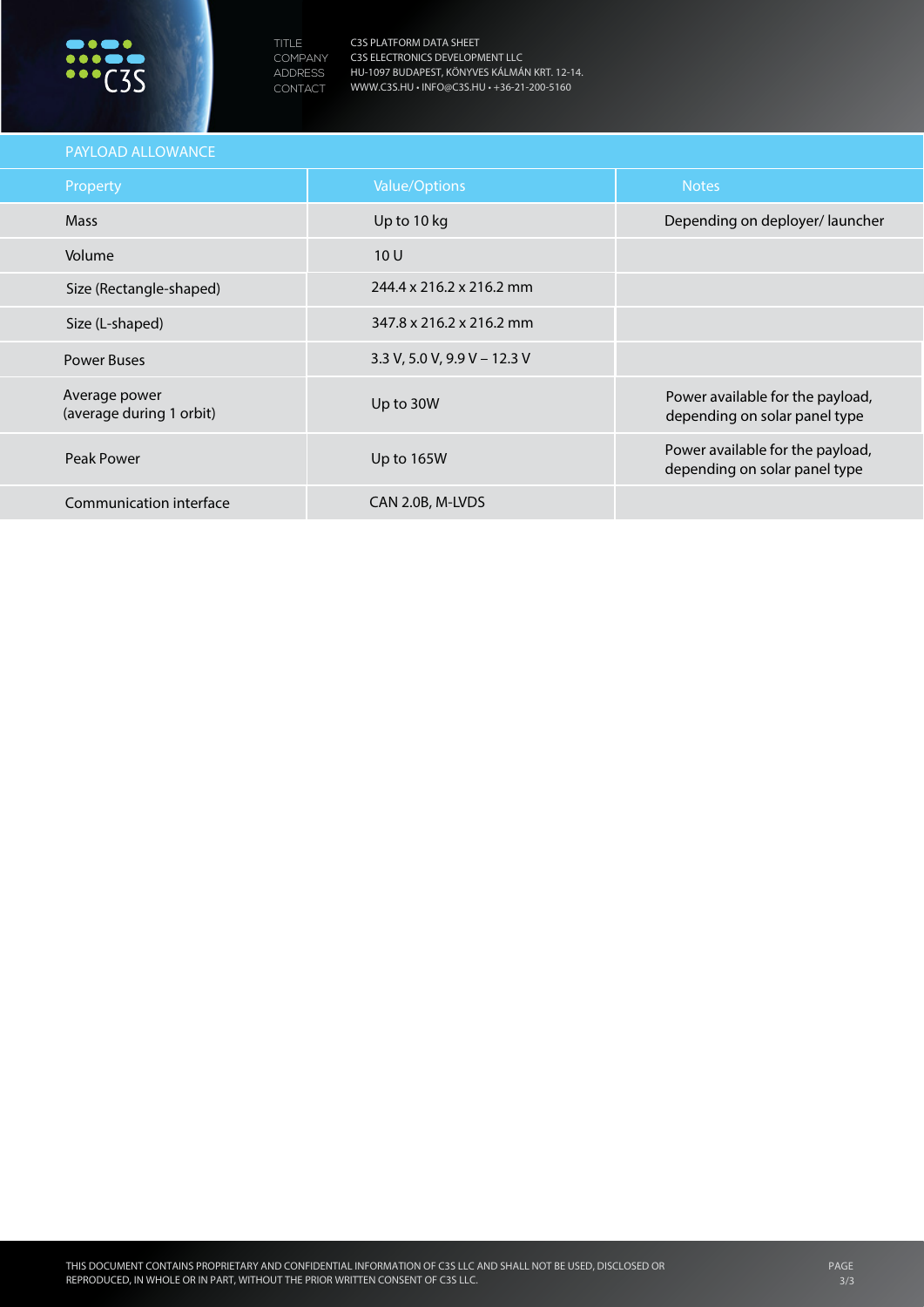## PAYLOAD ALLOWANCE

| Property | Value/Options | Notes |
|---|---|---|
| Mass | Up to 10 kg | Depending on deployer/ launcher |
| Volume | 10 U | |
| Size (Rectangle-shaped) | 244.4 x 216.2 x 216.2 mm | |
| Size (L-shaped) | 347.8 x 216.2 x 216.2 mm | |
| Power Buses | 3.3 V, 5.0 V, 9.9 V – 12.3 V | |
| Average power (average during 1 orbit) | Up to 30W | Power available for the payload, depending on solar panel type |
| Peak Power | Up to 165W | Power available for the payload, depending on solar panel type |
| Communication interface | CAN 2.0B, M-LVDS | |